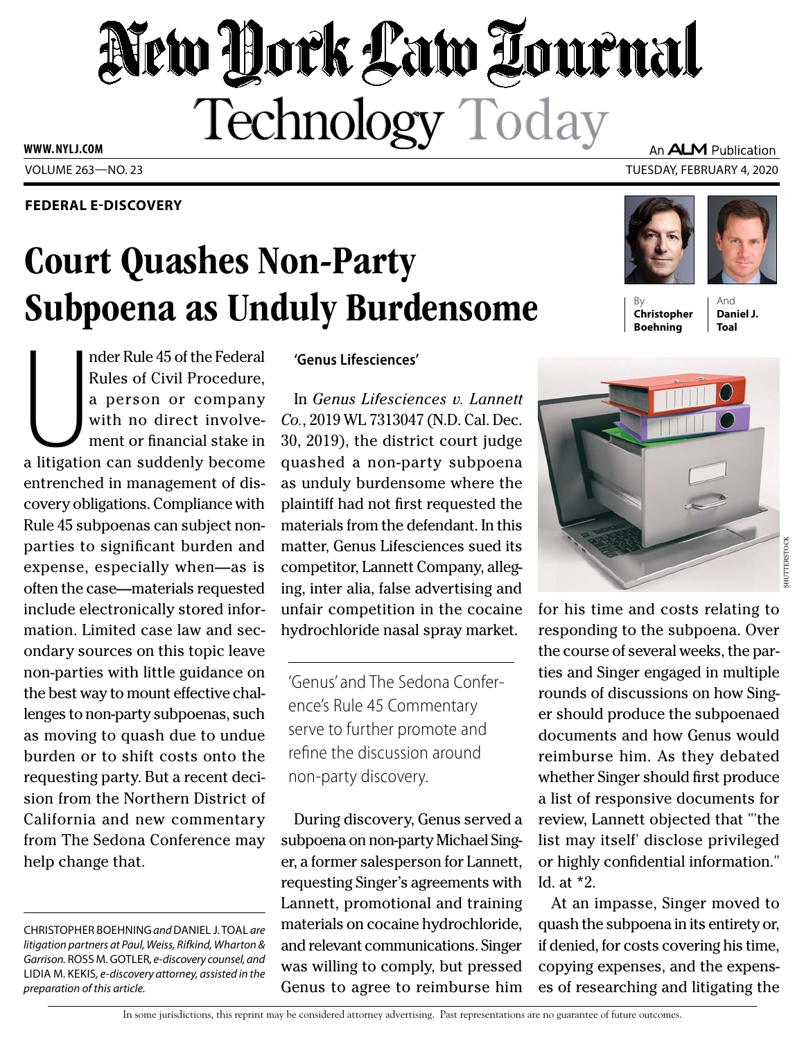# Court Quashes Non-Party Subpoena as Unduly Burdensome

**FEDERAL E-DISCOVERY**

By **Christopher Boehning** And **Daniel J. Toal**

Under Rule 45 of the Federal Rules of Civil Procedure, a person or company with no direct involvement or financial stake in a litigation can suddenly become entrenched in management of discovery obligations. Compliance with Rule 45 subpoenas can subject non-parties to significant burden and expense, especially when—as is often the case—materials requested include electronically stored information. Limited case law and secondary sources on this topic leave non-parties with little guidance on the best way to mount effective challenges to non-party subpoenas, such as moving to quash due to undue burden or to shift costs onto the requesting party. But a recent decision from the Northern District of California and new commentary from The Sedona Conference may help change that.

CHRISTOPHER BOEHNING *and* DANIEL J. TOAL *are litigation partners at Paul, Weiss, Rifkind, Wharton & Garrison.* ROSS M. GOTLER, *e-discovery counsel, and* LIDIA M. KEKIS, *e-discovery attorney, assisted in the preparation of this article.*

## 'Genus Lifesciences'

In *Genus Lifesciences v. Lannett Co.*, 2019 WL 7313047 (N.D. Cal. Dec. 30, 2019), the district court judge quashed a non-party subpoena as unduly burdensome where the plaintiff had not first requested the materials from the defendant. In this matter, Genus Lifesciences sued its competitor, Lannett Company, alleging, inter alia, false advertising and unfair competition in the cocaine hydrochloride nasal spray market.

> 'Genus' and The Sedona Conference's Rule 45 Commentary serve to further promote and refine the discussion around non-party discovery.

During discovery, Genus served a subpoena on non-party Michael Singer, a former salesperson for Lannett, requesting Singer's agreements with Lannett, promotional and training materials on cocaine hydrochloride, and relevant communications. Singer was willing to comply, but pressed Genus to agree to reimburse him for his time and costs relating to responding to the subpoena. Over the course of several weeks, the parties and Singer engaged in multiple rounds of discussions on how Singer should produce the subpoenaed documents and how Genus would reimburse him. As they debated whether Singer should first produce a list of responsive documents for review, Lannett objected that "'the list may itself' disclose privileged or highly confidential information." Id. at *2.

At an impasse, Singer moved to quash the subpoena in its entirety or, if denied, for costs covering his time, copying expenses, and the expenses of researching and litigating the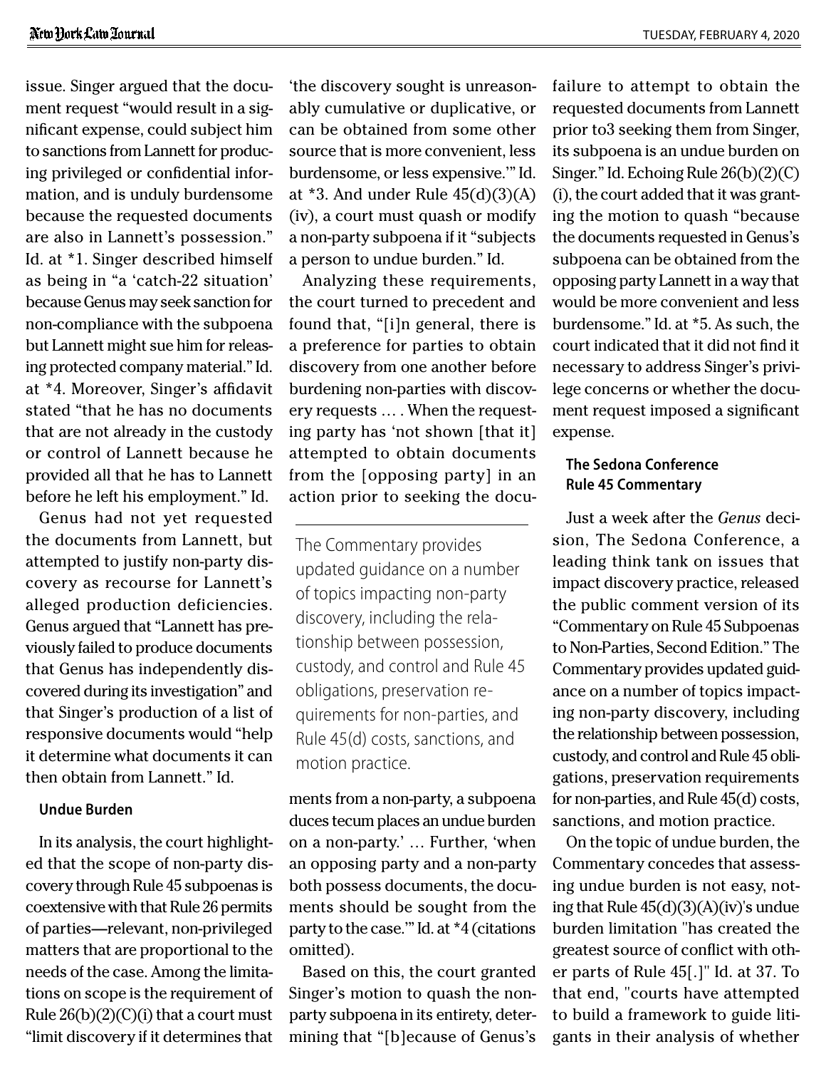issue. Singer argued that the document request "would result in a significant expense, could subject him to sanctions from Lannett for producing privileged or confidential information, and is unduly burdensome because the requested documents are also in Lannett's possession." Id. at *1. Singer described himself as being in "a 'catch-22 situation' because Genus may seek sanction for non-compliance with the subpoena but Lannett might sue him for releasing protected company material." Id. at *4. Moreover, Singer's affidavit stated "that he has no documents that are not already in the custody or control of Lannett because he provided all that he has to Lannett before he left his employment." Id.

Genus had not yet requested the documents from Lannett, but attempted to justify non-party discovery as recourse for Lannett's alleged production deficiencies. Genus argued that "Lannett has previously failed to produce documents that Genus has independently discovered during its investigation" and that Singer's production of a list of responsive documents would "help it determine what documents it can then obtain from Lannett." Id.

### Undue Burden

In its analysis, the court highlighted that the scope of non-party discovery through Rule 45 subpoenas is coextensive with that Rule 26 permits of parties—relevant, non-privileged matters that are proportional to the needs of the case. Among the limitations on scope is the requirement of Rule 26(b)(2)(C)(i) that a court must "limit discovery if it determines that 'the discovery sought is unreasonably cumulative or duplicative, or can be obtained from some other source that is more convenient, less burdensome, or less expensive.'" Id. at *3. And under Rule 45(d)(3)(A)(iv), a court must quash or modify a non-party subpoena if it "subjects a person to undue burden." Id.

Analyzing these requirements, the court turned to precedent and found that, "[i]n general, there is a preference for parties to obtain discovery from one another before burdening non-parties with discovery requests … . When the requesting party has 'not shown [that it] attempted to obtain documents from the [opposing party] in an action prior to seeking the documents from a non-party, a subpoena duces tecum places an undue burden on a non-party.' … Further, 'when an opposing party and a non-party both possess documents, the documents should be sought from the party to the case.'" Id. at *4 (citations omitted).

Based on this, the court granted Singer's motion to quash the non-party subpoena in its entirety, determining that "[b]ecause of Genus's failure to attempt to obtain the requested documents from Lannett prior to3 seeking them from Singer, its subpoena is an undue burden on Singer." Id. Echoing Rule 26(b)(2)(C)(i), the court added that it was granting the motion to quash "because the documents requested in Genus's subpoena can be obtained from the opposing party Lannett in a way that would be more convenient and less burdensome." Id. at *5. As such, the court indicated that it did not find it necessary to address Singer's privilege concerns or whether the document request imposed a significant expense.

> The Commentary provides updated guidance on a number of topics impacting non-party discovery, including the relationship between possession, custody, and control and Rule 45 obligations, preservation requirements for non-parties, and Rule 45(d) costs, sanctions, and motion practice.

### The Sedona Conference Rule 45 Commentary

Just a week after the *Genus* decision, The Sedona Conference, a leading think tank on issues that impact discovery practice, released the public comment version of its "Commentary on Rule 45 Subpoenas to Non-Parties, Second Edition." The Commentary provides updated guidance on a number of topics impacting non-party discovery, including the relationship between possession, custody, and control and Rule 45 obligations, preservation requirements for non-parties, and Rule 45(d) costs, sanctions, and motion practice.

On the topic of undue burden, the Commentary concedes that assessing undue burden is not easy, noting that Rule 45(d)(3)(A)(iv)'s undue burden limitation "has created the greatest source of conflict with other parts of Rule 45[.]" Id. at 37. To that end, "courts have attempted to build a framework to guide litigants in their analysis of whether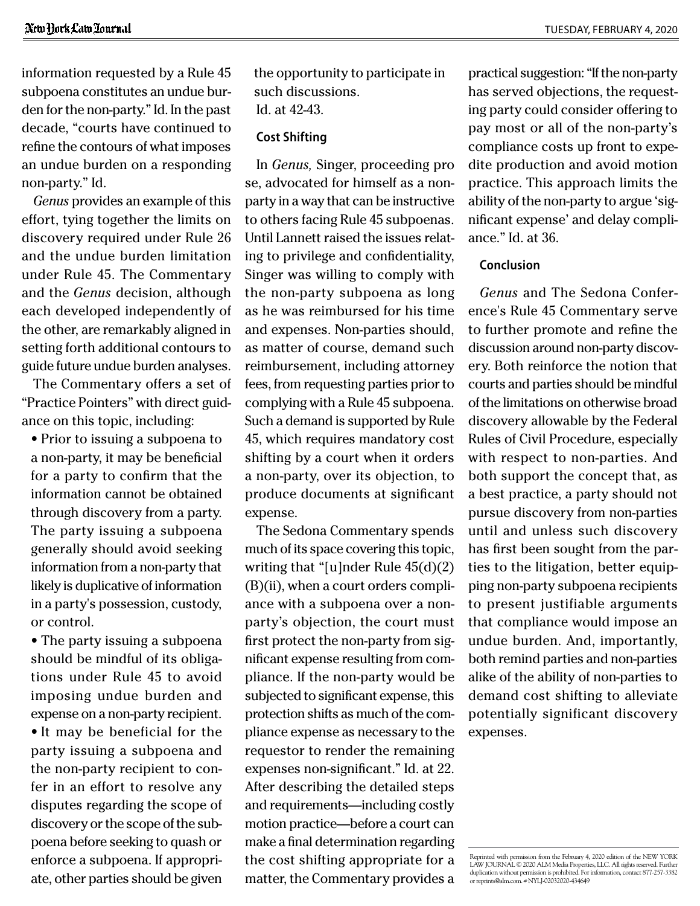information requested by a Rule 45 subpoena constitutes an undue burden for the non-party." Id. In the past decade, "courts have continued to refine the contours of what imposes an undue burden on a responding non-party." Id.

*Genus* provides an example of this effort, tying together the limits on discovery required under Rule 26 and the undue burden limitation under Rule 45. The Commentary and the *Genus* decision, although each developed independently of the other, are remarkably aligned in setting forth additional contours to guide future undue burden analyses.

The Commentary offers a set of "Practice Pointers" with direct guidance on this topic, including:

- Prior to issuing a subpoena to a non-party, it may be beneficial for a party to confirm that the information cannot be obtained through discovery from a party. The party issuing a subpoena generally should avoid seeking information from a non-party that likely is duplicative of information in a party's possession, custody, or control.
- The party issuing a subpoena should be mindful of its obligations under Rule 45 to avoid imposing undue burden and expense on a non-party recipient.
- It may be beneficial for the party issuing a subpoena and the non-party recipient to confer in an effort to resolve any disputes regarding the scope of discovery or the scope of the subpoena before seeking to quash or enforce a subpoena. If appropriate, other parties should be given the opportunity to participate in such discussions.

Id. at 42-43.

### Cost Shifting

In *Genus,* Singer, proceeding pro se, advocated for himself as a non-party in a way that can be instructive to others facing Rule 45 subpoenas. Until Lannett raised the issues relating to privilege and confidentiality, Singer was willing to comply with the non-party subpoena as long as he was reimbursed for his time and expenses. Non-parties should, as matter of course, demand such reimbursement, including attorney fees, from requesting parties prior to complying with a Rule 45 subpoena. Such a demand is supported by Rule 45, which requires mandatory cost shifting by a court when it orders a non-party, over its objection, to produce documents at significant expense.

The Sedona Commentary spends much of its space covering this topic, writing that "[u]nder Rule 45(d)(2)(B)(ii), when a court orders compliance with a subpoena over a non-party's objection, the court must first protect the non-party from significant expense resulting from compliance. If the non-party would be subjected to significant expense, this protection shifts as much of the compliance expense as necessary to the requestor to render the remaining expenses non-significant." Id. at 22. After describing the detailed steps and requirements—including costly motion practice—before a court can make a final determination regarding the cost shifting appropriate for a matter, the Commentary provides a practical suggestion: "If the non-party has served objections, the requesting party could consider offering to pay most or all of the non-party's compliance costs up front to expedite production and avoid motion practice. This approach limits the ability of the non-party to argue 'significant expense' and delay compliance." Id. at 36.

### Conclusion

*Genus* and The Sedona Conference's Rule 45 Commentary serve to further promote and refine the discussion around non-party discovery. Both reinforce the notion that courts and parties should be mindful of the limitations on otherwise broad discovery allowable by the Federal Rules of Civil Procedure, especially with respect to non-parties. And both support the concept that, as a best practice, a party should not pursue discovery from non-parties until and unless such discovery has first been sought from the parties to the litigation, better equipping non-party subpoena recipients to present justifiable arguments that compliance would impose an undue burden. And, importantly, both remind parties and non-parties alike of the ability of non-parties to demand cost shifting to alleviate potentially significant discovery expenses.

Reprinted with permission from the February 4, 2020 edition of the NEW YORK LAW JOURNAL © 2020 ALM Media Properties, LLC. All rights reserved. Further duplication without permission is prohibited. For information, contact 877-257-3382 or reprints@alm.com. # NYLJ-02032020-434649